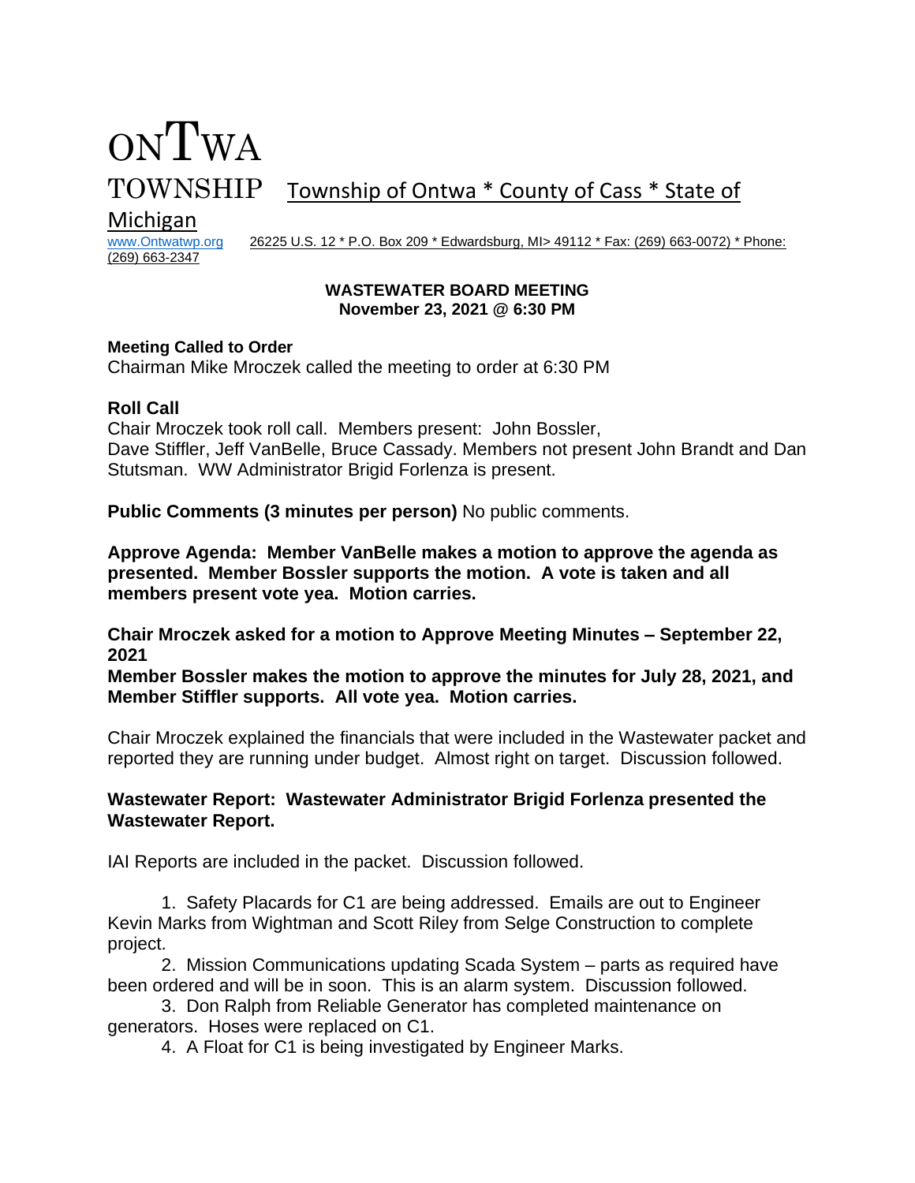# ONTWA TOWNSHIP

Township of Ontwa * County of Cass * State of Michigan

www.Ontwatwp.org 26225 U.S. 12 * P.O. Box 209 * Edwardsburg, MI> 49112 * Fax: (269) 663-0072) * Phone: (269) 663-2347

**WASTEWATER BOARD MEETING**
**November 23, 2021 @ 6:30 PM**

**Meeting Called to Order**
Chairman Mike Mroczek called the meeting to order at 6:30 PM

**Roll Call**
Chair Mroczek took roll call. Members present: John Bossler, Dave Stiffler, Jeff VanBelle, Bruce Cassady. Members not present John Brandt and Dan Stutsman. WW Administrator Brigid Forlenza is present.

**Public Comments (3 minutes per person)** No public comments.

**Approve Agenda: Member VanBelle makes a motion to approve the agenda as presented. Member Bossler supports the motion. A vote is taken and all members present vote yea. Motion carries.**

**Chair Mroczek asked for a motion to Approve Meeting Minutes – September 22, 2021**
**Member Bossler makes the motion to approve the minutes for July 28, 2021, and Member Stiffler supports. All vote yea. Motion carries.**

Chair Mroczek explained the financials that were included in the Wastewater packet and reported they are running under budget. Almost right on target. Discussion followed.

**Wastewater Report: Wastewater Administrator Brigid Forlenza presented the Wastewater Report.**

IAI Reports are included in the packet. Discussion followed.

1. Safety Placards for C1 are being addressed. Emails are out to Engineer Kevin Marks from Wightman and Scott Riley from Selge Construction to complete project.
2. Mission Communications updating Scada System – parts as required have been ordered and will be in soon. This is an alarm system. Discussion followed.
3. Don Ralph from Reliable Generator has completed maintenance on generators. Hoses were replaced on C1.
4. A Float for C1 is being investigated by Engineer Marks.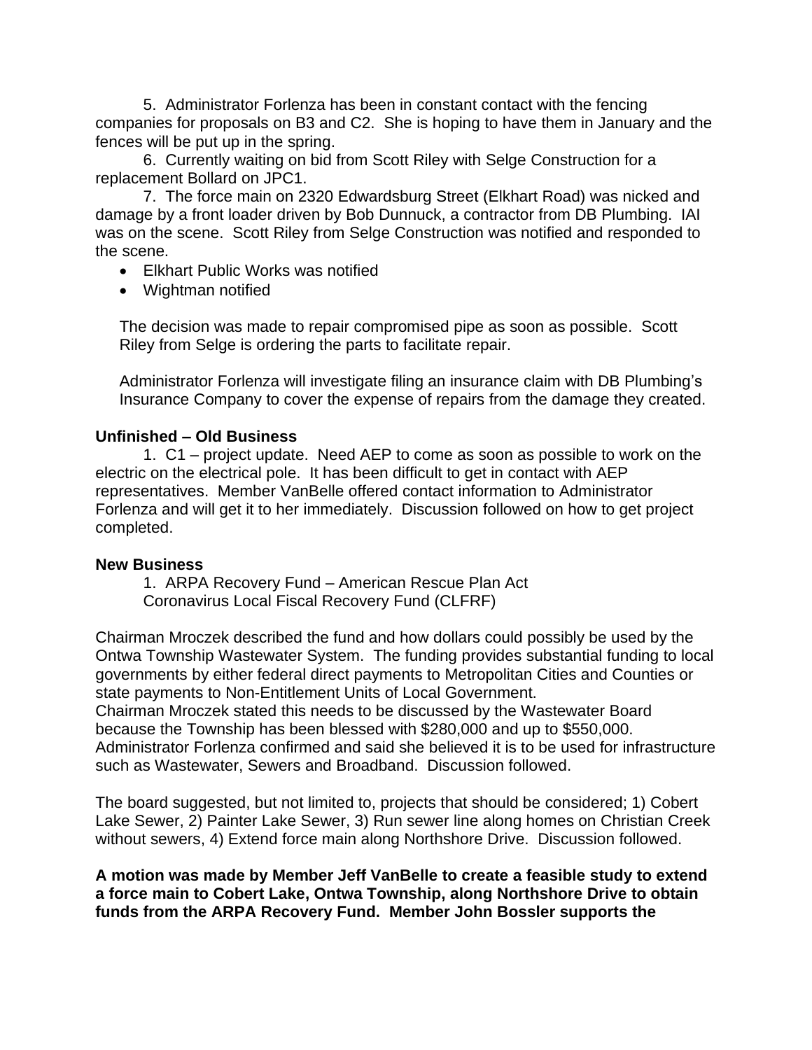5. Administrator Forlenza has been in constant contact with the fencing companies for proposals on B3 and C2. She is hoping to have them in January and the fences will be put up in the spring.

6. Currently waiting on bid from Scott Riley with Selge Construction for a replacement Bollard on JPC1.

7. The force main on 2320 Edwardsburg Street (Elkhart Road) was nicked and damage by a front loader driven by Bob Dunnuck, a contractor from DB Plumbing. IAI was on the scene. Scott Riley from Selge Construction was notified and responded to the scene.

- Elkhart Public Works was notified
- Wightman notified

The decision was made to repair compromised pipe as soon as possible. Scott Riley from Selge is ordering the parts to facilitate repair.

Administrator Forlenza will investigate filing an insurance claim with DB Plumbing's Insurance Company to cover the expense of repairs from the damage they created.

**Unfinished – Old Business**

1. C1 – project update. Need AEP to come as soon as possible to work on the electric on the electrical pole. It has been difficult to get in contact with AEP representatives. Member VanBelle offered contact information to Administrator Forlenza and will get it to her immediately. Discussion followed on how to get project completed.

**New Business**

1. ARPA Recovery Fund – American Rescue Plan Act
Coronavirus Local Fiscal Recovery Fund (CLFRF)

Chairman Mroczek described the fund and how dollars could possibly be used by the Ontwa Township Wastewater System. The funding provides substantial funding to local governments by either federal direct payments to Metropolitan Cities and Counties or state payments to Non-Entitlement Units of Local Government.
Chairman Mroczek stated this needs to be discussed by the Wastewater Board because the Township has been blessed with $280,000 and up to $550,000. Administrator Forlenza confirmed and said she believed it is to be used for infrastructure such as Wastewater, Sewers and Broadband. Discussion followed.

The board suggested, but not limited to, projects that should be considered; 1) Cobert Lake Sewer, 2) Painter Lake Sewer, 3) Run sewer line along homes on Christian Creek without sewers, 4) Extend force main along Northshore Drive. Discussion followed.

**A motion was made by Member Jeff VanBelle to create a feasible study to extend a force main to Cobert Lake, Ontwa Township, along Northshore Drive to obtain funds from the ARPA Recovery Fund. Member John Bossler supports the**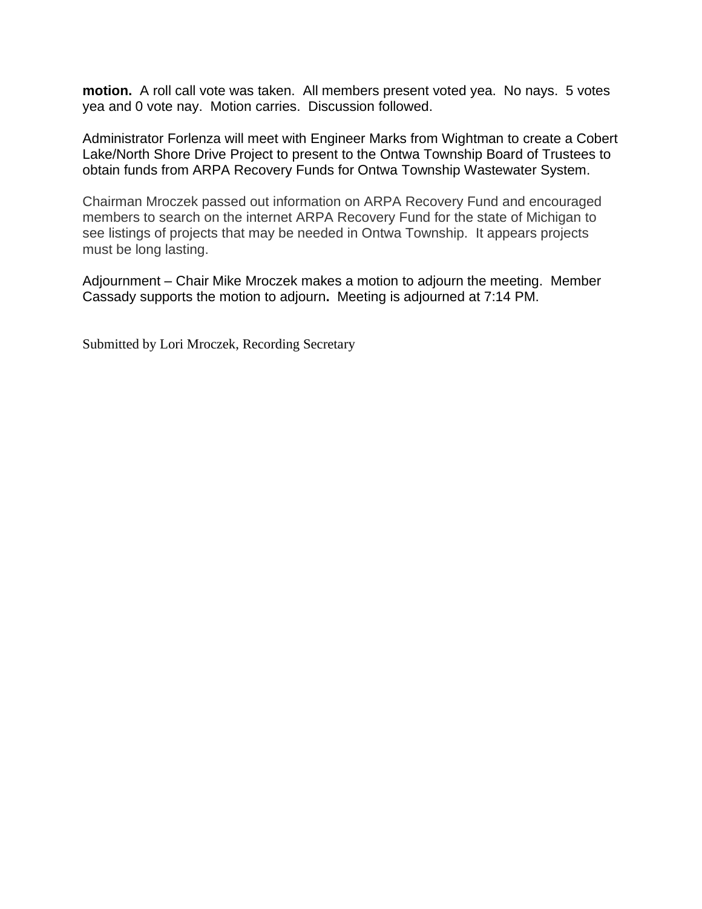**motion.** A roll call vote was taken. All members present voted yea. No nays. 5 votes yea and 0 vote nay. Motion carries. Discussion followed.

Administrator Forlenza will meet with Engineer Marks from Wightman to create a Cobert Lake/North Shore Drive Project to present to the Ontwa Township Board of Trustees to obtain funds from ARPA Recovery Funds for Ontwa Township Wastewater System.

Chairman Mroczek passed out information on ARPA Recovery Fund and encouraged members to search on the internet ARPA Recovery Fund for the state of Michigan to see listings of projects that may be needed in Ontwa Township. It appears projects must be long lasting.

Adjournment – Chair Mike Mroczek makes a motion to adjourn the meeting. Member Cassady supports the motion to adjourn**.** Meeting is adjourned at 7:14 PM.

Submitted by Lori Mroczek, Recording Secretary